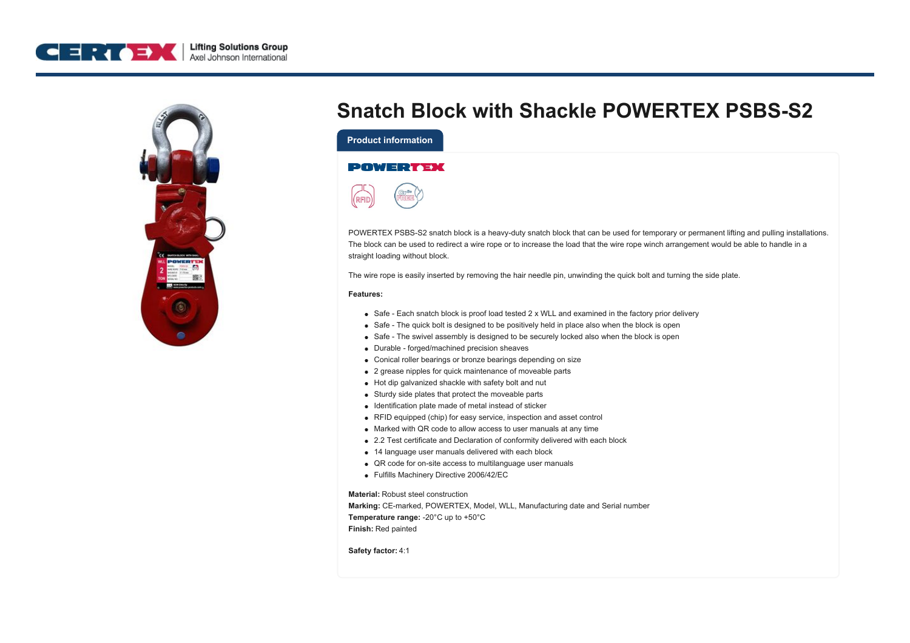# Snatch Block with Shackle POWERTEX PSBS-S2

## Product information

POWERTEX PSBS-S2 snatch block is a heavy-duty snatch block that can be used for temporary or permanent lifting and pulling installations. The block can be used to redirect a wire rope or to increase the load that the wire rope winch arrangement would be able to handle in a straight loading without block.

The wire rope is easily inserted by removing the hair needle pin, unwinding the quick bolt and turning the side plate.

**Features:**

- Safe - Each snatch block is proof load tested 2 x WLL and examined in the factory prior delivery
- Safe - The quick bolt is designed to be positively held in place also when the block is open
- Safe - The swivel assembly is designed to be securely locked also when the block is open
- Durable - forged/machined precision sheaves
- Conical roller bearings or bronze bearings depending on size
- 2 grease nipples for quick maintenance of moveable parts
- Hot dip galvanized shackle with safety bolt and nut
- Sturdy side plates that protect the moveable parts
- Identification plate made of metal instead of sticker
- RFID equipped (chip) for easy service, inspection and asset control
- Marked with QR code to allow access to user manuals at any time
- 2.2 Test certificate and Declaration of conformity delivered with each block
- 14 language user manuals delivered with each block
- QR code for on-site access to multilanguage user manuals
- Fulfills Machinery Directive 2006/42/EC

**Material:** Robust steel construction
**Marking:** CE-marked, POWERTEX, Model, WLL, Manufacturing date and Serial number
**Temperature range:** -20°C up to +50°C
**Finish:** Red painted

**Safety factor:** 4:1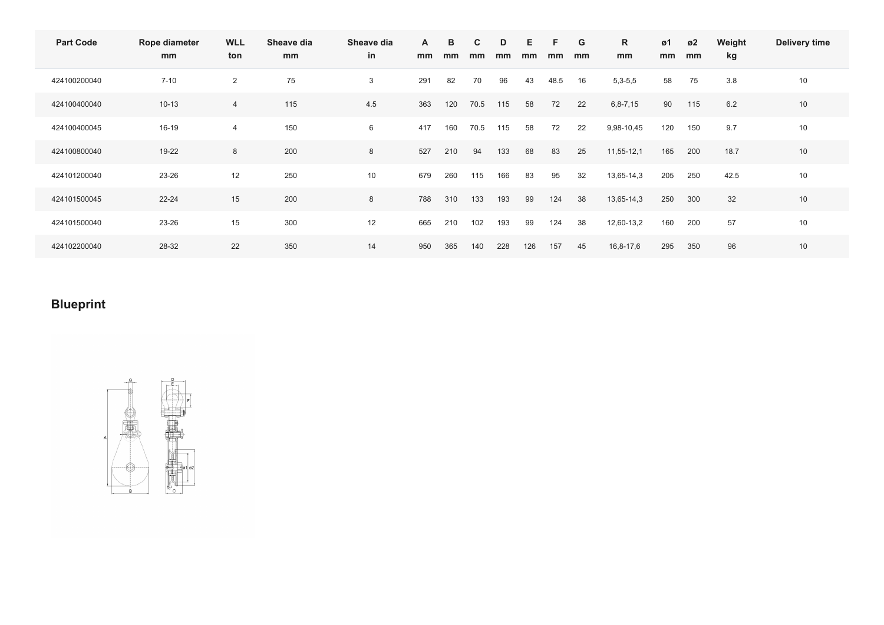| Part Code | Rope diameter mm | WLL ton | Sheave dia mm | Sheave dia in | A mm | B mm | C mm | D mm | E mm | F mm | G mm | R mm | ø1 mm | ø2 mm | Weight kg | Delivery time |
|---|---|---|---|---|---|---|---|---|---|---|---|---|---|---|---|---|
| 424100200040 | 7-10 | 2 | 75 | 3 | 291 | 82 | 70 | 96 | 43 | 48.5 | 16 | 5,3-5,5 | 58 | 75 | 3.8 | 10 |
| 424100400040 | 10-13 | 4 | 115 | 4.5 | 363 | 120 | 70.5 | 115 | 58 | 72 | 22 | 6,8-7,15 | 90 | 115 | 6.2 | 10 |
| 424100400045 | 16-19 | 4 | 150 | 6 | 417 | 160 | 70.5 | 115 | 58 | 72 | 22 | 9,98-10,45 | 120 | 150 | 9.7 | 10 |
| 424100800040 | 19-22 | 8 | 200 | 8 | 527 | 210 | 94 | 133 | 68 | 83 | 25 | 11,55-12,1 | 165 | 200 | 18.7 | 10 |
| 424101200040 | 23-26 | 12 | 250 | 10 | 679 | 260 | 115 | 166 | 83 | 95 | 32 | 13,65-14,3 | 205 | 250 | 42.5 | 10 |
| 424101500045 | 22-24 | 15 | 200 | 8 | 788 | 310 | 133 | 193 | 99 | 124 | 38 | 13,65-14,3 | 250 | 300 | 32 | 10 |
| 424101500040 | 23-26 | 15 | 300 | 12 | 665 | 210 | 102 | 193 | 99 | 124 | 38 | 12,60-13,2 | 160 | 200 | 57 | 10 |
| 424102200040 | 28-32 | 22 | 350 | 14 | 950 | 365 | 140 | 228 | 126 | 157 | 45 | 16,8-17,6 | 295 | 350 | 96 | 10 |

## Blueprint

G
D
E
F
A
ø1
ø2
R
B
C